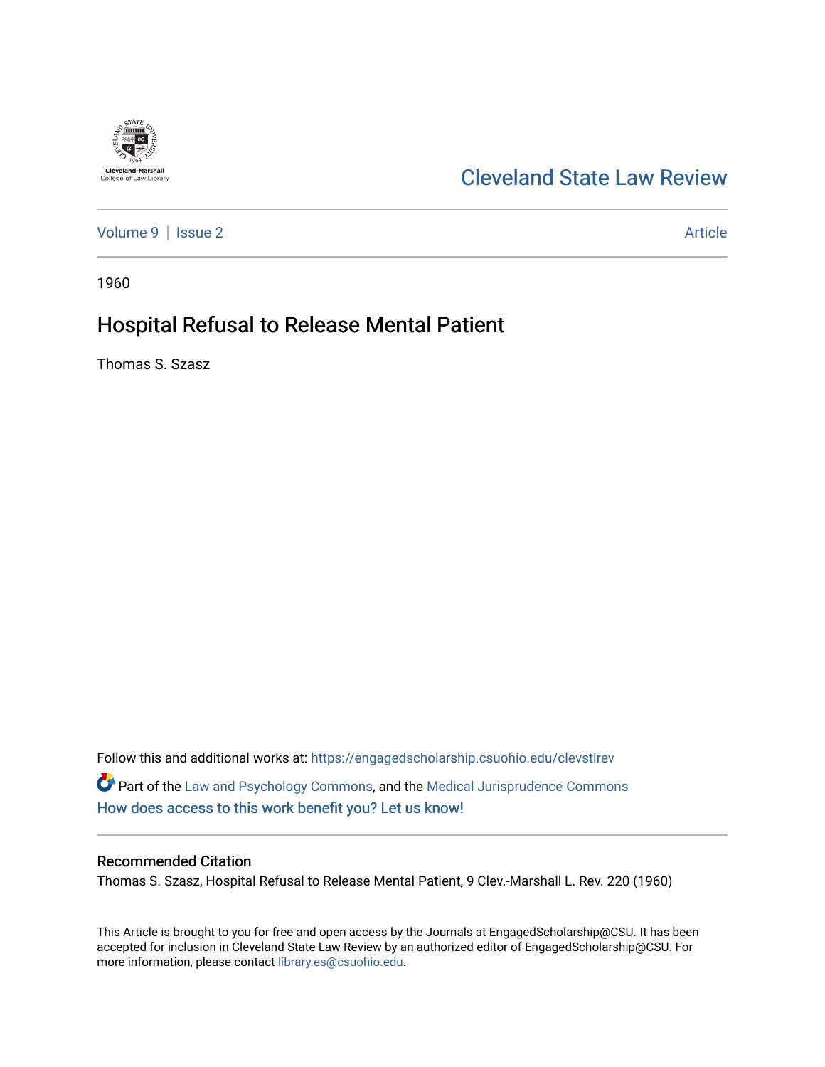Cleveland State Law Review

Volume 9 | Issue 2 | Article

1960

# Hospital Refusal to Release Mental Patient

Thomas S. Szasz

Follow this and additional works at: https://engagedscholarship.csuohio.edu/clevstlrev

Part of the Law and Psychology Commons, and the Medical Jurisprudence Commons

How does access to this work benefit you? Let us know!

## Recommended Citation

Thomas S. Szasz, Hospital Refusal to Release Mental Patient, 9 Clev.-Marshall L. Rev. 220 (1960)

This Article is brought to you for free and open access by the Journals at EngagedScholarship@CSU. It has been accepted for inclusion in Cleveland State Law Review by an authorized editor of EngagedScholarship@CSU. For more information, please contact library.es@csuohio.edu.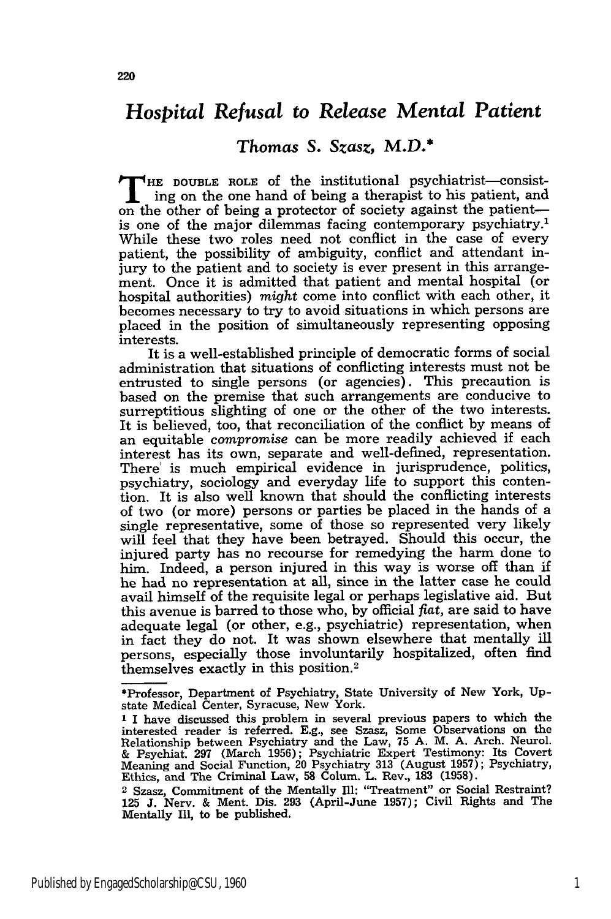# Hospital Refusal to Release Mental Patient

### Thomas S. Szasz, M.D.*

THE DOUBLE ROLE of the institutional psychiatrist—consisting on the one hand of being a therapist to his patient, and on the other of being a protector of society against the patient—is one of the major dilemmas facing contemporary psychiatry.[1] While these two roles need not conflict in the case of every patient, the possibility of ambiguity, conflict and attendant injury to the patient and to society is ever present in this arrangement. Once it is admitted that patient and mental hospital (or hospital authorities) *might* come into conflict with each other, it becomes necessary to try to avoid situations in which persons are placed in the position of simultaneously representing opposing interests.

It is a well-established principle of democratic forms of social administration that situations of conflicting interests must not be entrusted to single persons (or agencies). This precaution is based on the premise that such arrangements are conducive to surreptitious slighting of one or the other of the two interests. It is believed, too, that reconciliation of the conflict by means of an equitable *compromise* can be more readily achieved if each interest has its own, separate and well-defined, representation. There is much empirical evidence in jurisprudence, politics, psychiatry, sociology and everyday life to support this contention. It is also well known that should the conflicting interests of two (or more) persons or parties be placed in the hands of a single representative, some of those so represented very likely will feel that they have been betrayed. Should this occur, the injured party has no recourse for remedying the harm done to him. Indeed, a person injured in this way is worse off than if he had no representation at all, since in the latter case he could avail himself of the requisite legal or perhaps legislative aid. But this avenue is barred to those who, by official *fiat*, are said to have adequate legal (or other, e.g., psychiatric) representation, when in fact they do not. It was shown elsewhere that mentally ill persons, especially those involuntarily hospitalized, often find themselves exactly in this position.[2]

---

*Professor, Department of Psychiatry, State University of New York, Upstate Medical Center, Syracuse, New York.

[1] I have discussed this problem in several previous papers to which the interested reader is referred. E.g., see Szasz, Some Observations on the Relationship between Psychiatry and the Law, 75 A. M. A. Arch. Neurol. & Psychiat. 297 (March 1956); Psychiatric Expert Testimony: Its Covert Meaning and Social Function, 20 Psychiatry 313 (August 1957); Psychiatry, Ethics, and The Criminal Law, 58 Colum. L. Rev., 183 (1958).

[2] Szasz, Commitment of the Mentally Ill: "Treatment" or Social Restraint? 125 J. Nerv. & Ment. Dis. 293 (April-June 1957); Civil Rights and The Mentally Ill, to be published.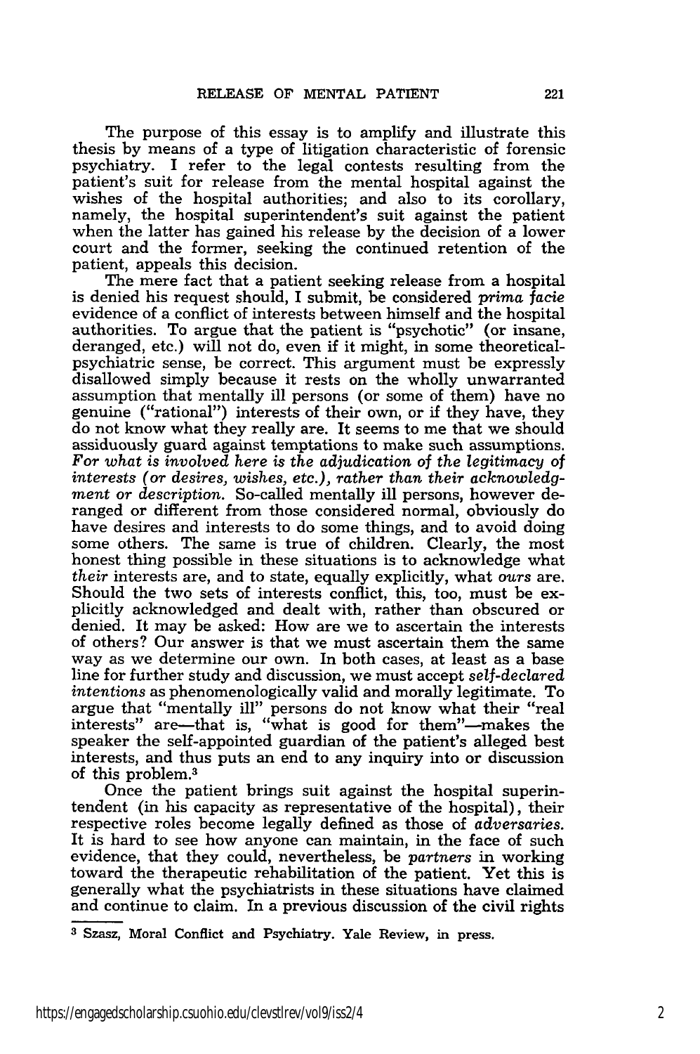The purpose of this essay is to amplify and illustrate this thesis by means of a type of litigation characteristic of forensic psychiatry. I refer to the legal contests resulting from the patient's suit for release from the mental hospital against the wishes of the hospital authorities; and also to its corollary, namely, the hospital superintendent's suit against the patient when the latter has gained his release by the decision of a lower court and the former, seeking the continued retention of the patient, appeals this decision.

The mere fact that a patient seeking release from a hospital is denied his request should, I submit, be considered *prima facie* evidence of a conflict of interests between himself and the hospital authorities. To argue that the patient is "psychotic" (or insane, deranged, etc.) will not do, even if it might, in some theoretical-psychiatric sense, be correct. This argument must be expressly disallowed simply because it rests on the wholly unwarranted assumption that mentally ill persons (or some of them) have no genuine ("rational") interests of their own, or if they have, they do not know what they really are. It seems to me that we should assiduously guard against temptations to make such assumptions. *For what is involved here is the adjudication of the legitimacy of interests (or desires, wishes, etc.), rather than their acknowledgment or description.* So-called mentally ill persons, however deranged or different from those considered normal, obviously do have desires and interests to do some things, and to avoid doing some others. The same is true of children. Clearly, the most honest thing possible in these situations is to acknowledge what *their* interests are, and to state, equally explicitly, what *ours* are. Should the two sets of interests conflict, this, too, must be explicitly acknowledged and dealt with, rather than obscured or denied. It may be asked: How are we to ascertain the interests of others? Our answer is that we must ascertain them the same way as we determine our own. In both cases, at least as a base line for further study and discussion, we must accept *self-declared intentions* as phenomenologically valid and morally legitimate. To argue that "mentally ill" persons do not know what their "real interests" are—that is, "what is good for them"—makes the speaker the self-appointed guardian of the patient's alleged best interests, and thus puts an end to any inquiry into or discussion of this problem.[3]

Once the patient brings suit against the hospital superintendent (in his capacity as representative of the hospital), their respective roles become legally defined as those of *adversaries*. It is hard to see how anyone can maintain, in the face of such evidence, that they could, nevertheless, be *partners* in working toward the therapeutic rehabilitation of the patient. Yet this is generally what the psychiatrists in these situations have claimed and continue to claim. In a previous discussion of the civil rights

---

[3] Szasz, Moral Conflict and Psychiatry. Yale Review, in press.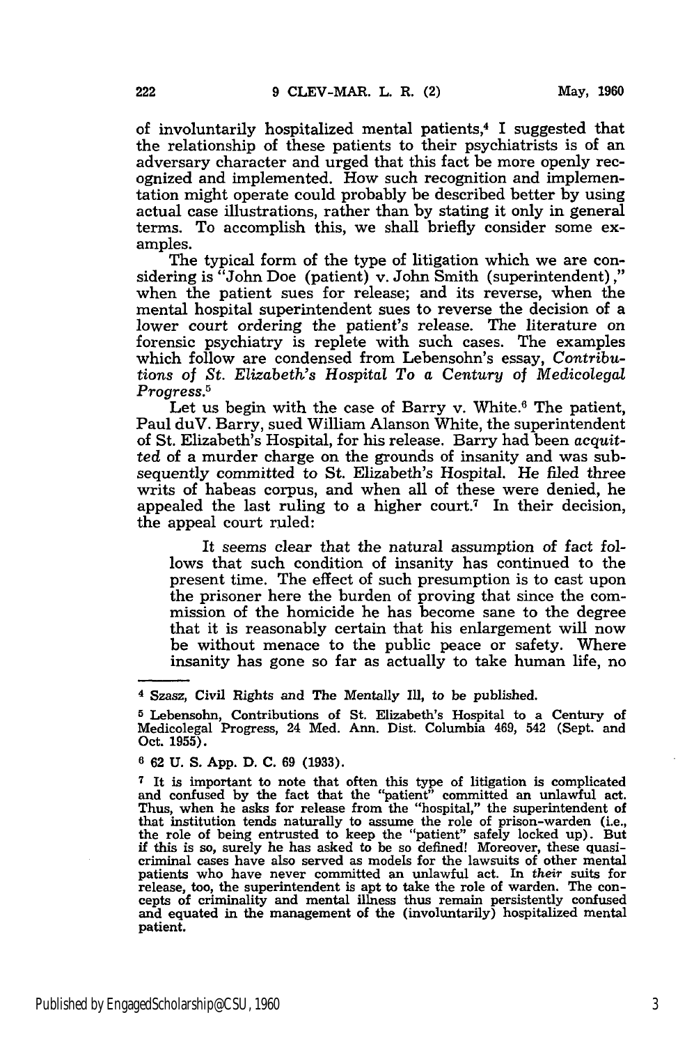of involuntarily hospitalized mental patients,[4] I suggested that the relationship of these patients to their psychiatrists is of an adversary character and urged that this fact be more openly recognized and implemented. How such recognition and implementation might operate could probably be described better by using actual case illustrations, rather than by stating it only in general terms. To accomplish this, we shall briefly consider some examples.

The typical form of the type of litigation which we are considering is "John Doe (patient) v. John Smith (superintendent)," when the patient sues for release; and its reverse, when the mental hospital superintendent sues to reverse the decision of a lower court ordering the patient's release. The literature on forensic psychiatry is replete with such cases. The examples which follow are condensed from Lebensohn's essay, *Contributions of St. Elizabeth's Hospital To a Century of Medicolegal Progress.*[5]

Let us begin with the case of Barry v. White.[6] The patient, Paul duV. Barry, sued William Alanson White, the superintendent of St. Elizabeth's Hospital, for his release. Barry had been *acquitted* of a murder charge on the grounds of insanity and was subsequently committed to St. Elizabeth's Hospital. He filed three writs of habeas corpus, and when all of these were denied, he appealed the last ruling to a higher court.[7] In their decision, the appeal court ruled:

> It seems clear that the natural assumption of fact follows that such condition of insanity has continued to the present time. The effect of such presumption is to cast upon the prisoner here the burden of proving that since the commission of the homicide he has become sane to the degree that it is reasonably certain that his enlargement will now be without menace to the public peace or safety. Where insanity has gone so far as actually to take human life, no

---

[4] Szasz, Civil Rights and The Mentally Ill, to be published.

[5] Lebensohn, Contributions of St. Elizabeth's Hospital to a Century of Medicolegal Progress, 24 Med. Ann. Dist. Columbia 469, 542 (Sept. and Oct. 1955).

[6] 62 U. S. App. D. C. 69 (1933).

[7] It is important to note that often this type of litigation is complicated and confused by the fact that the "patient" committed an unlawful act. Thus, when he asks for release from the "hospital," the superintendent of that institution tends naturally to assume the role of prison-warden (i.e., the role of being entrusted to keep the "patient" safely locked up). But if this is so, surely he has asked to be so defined! Moreover, these quasi-criminal cases have also served as models for the lawsuits of other mental patients who have never committed an unlawful act. In *their* suits for release, too, the superintendent is apt to take the role of warden. The concepts of criminality and mental illness thus remain persistently confused and equated in the management of the (involuntarily) hospitalized mental patient.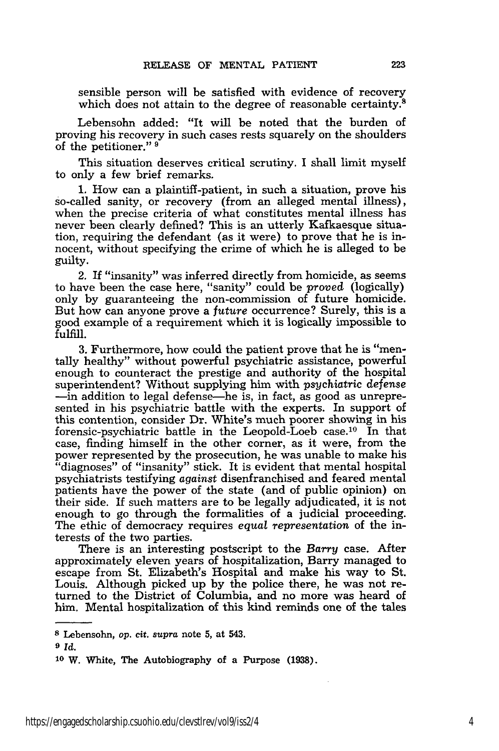sensible person will be satisfied with evidence of recovery which does not attain to the degree of reasonable certainty.[8]

Lebensohn added: "It will be noted that the burden of proving his recovery in such cases rests squarely on the shoulders of the petitioner." [9]

This situation deserves critical scrutiny. I shall limit myself to only a few brief remarks.

1. How can a plaintiff-patient, in such a situation, prove his so-called sanity, or recovery (from an alleged mental illness), when the precise criteria of what constitutes mental illness has never been clearly defined? This is an utterly Kafkaesque situation, requiring the defendant (as it were) to prove that he is innocent, without specifying the crime of which he is alleged to be guilty.

2. If "insanity" was inferred directly from homicide, as seems to have been the case here, "sanity" could be *proved* (logically) only by guaranteeing the non-commission of future homicide. But how can anyone prove a *future* occurrence? Surely, this is a good example of a requirement which it is logically impossible to fulfill.

3. Furthermore, how could the patient prove that he is "mentally healthy" without powerful psychiatric assistance, powerful enough to counteract the prestige and authority of the hospital superintendent? Without supplying him with *psychiatric defense*—in addition to legal defense—he is, in fact, as good as unrepresented in his psychiatric battle with the experts. In support of this contention, consider Dr. White's much poorer showing in his forensic-psychiatric battle in the Leopold-Loeb case.[10] In that case, finding himself in the other corner, as it were, from the power represented by the prosecution, he was unable to make his "diagnoses" of "insanity" stick. It is evident that mental hospital psychiatrists testifying *against* disenfranchised and feared mental patients have the power of the state (and of public opinion) on their side. If such matters are to be legally adjudicated, it is not enough to go through the formalities of a judicial proceeding. The ethic of democracy requires *equal representation* of the interests of the two parties.

There is an interesting postscript to the *Barry* case. After approximately eleven years of hospitalization, Barry managed to escape from St. Elizabeth's Hospital and make his way to St. Louis. Although picked up by the police there, he was not returned to the District of Columbia, and no more was heard of him. Mental hospitalization of this kind reminds one of the tales

---

[8] Lebensohn, *op. cit. supra* note 5, at 543.

[9] *Id.*

[10] W. White, The Autobiography of a Purpose (1938).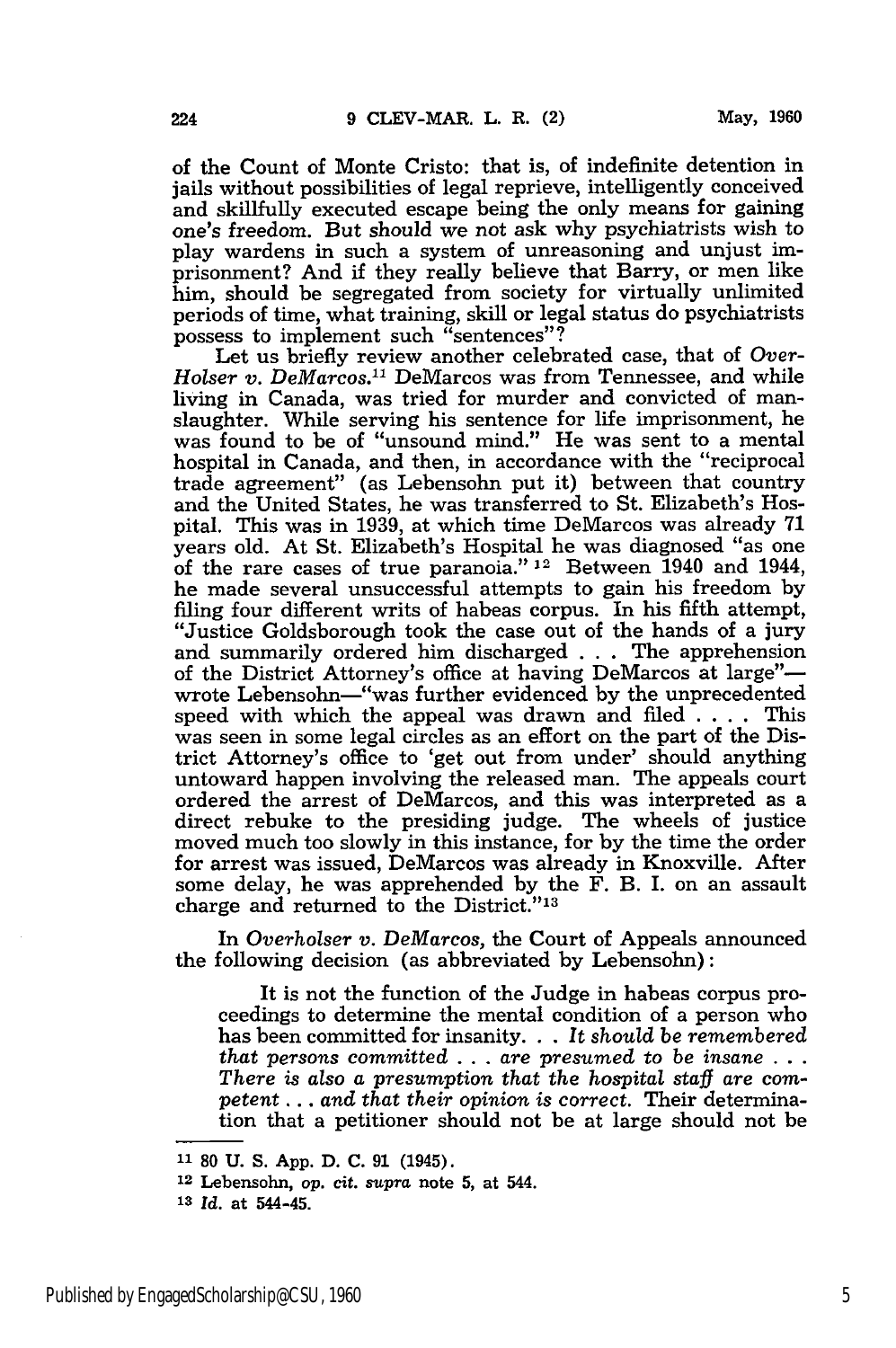of the Count of Monte Cristo: that is, of indefinite detention in jails without possibilities of legal reprieve, intelligently conceived and skillfully executed escape being the only means for gaining one's freedom. But should we not ask why psychiatrists wish to play wardens in such a system of unreasoning and unjust imprisonment? And if they really believe that Barry, or men like him, should be segregated from society for virtually unlimited periods of time, what training, skill or legal status do psychiatrists possess to implement such "sentences"?

Let us briefly review another celebrated case, that of *Over-Holser v. DeMarcos.*[11] DeMarcos was from Tennessee, and while living in Canada, was tried for murder and convicted of manslaughter. While serving his sentence for life imprisonment, he was found to be of "unsound mind." He was sent to a mental hospital in Canada, and then, in accordance with the "reciprocal trade agreement" (as Lebensohn put it) between that country and the United States, he was transferred to St. Elizabeth's Hospital. This was in 1939, at which time DeMarcos was already 71 years old. At St. Elizabeth's Hospital he was diagnosed "as one of the rare cases of true paranoia."[12] Between 1940 and 1944, he made several unsuccessful attempts to gain his freedom by filing four different writs of habeas corpus. In his fifth attempt, "Justice Goldsborough took the case out of the hands of a jury and summarily ordered him discharged . . . The apprehension of the District Attorney's office at having DeMarcos at large"—wrote Lebensohn—"was further evidenced by the unprecedented speed with which the appeal was drawn and filed . . . . This was seen in some legal circles as an effort on the part of the District Attorney's office to 'get out from under' should anything untoward happen involving the released man. The appeals court ordered the arrest of DeMarcos, and this was interpreted as a direct rebuke to the presiding judge. The wheels of justice moved much too slowly in this instance, for by the time the order for arrest was issued, DeMarcos was already in Knoxville. After some delay, he was apprehended by the F. B. I. on an assault charge and returned to the District."[13]

In *Overholser v. DeMarcos,* the Court of Appeals announced the following decision (as abbreviated by Lebensohn):

> It is not the function of the Judge in habeas corpus proceedings to determine the mental condition of a person who has been committed for insanity. . . *It should be remembered that persons committed . . . are presumed to be insane . . . There is also a presumption that the hospital staff are competent . . . and that their opinion is correct.* Their determination that a petitioner should not be at large should not be

[11] 80 U. S. App. D. C. 91 (1945).

[12] Lebensohn, *op. cit. supra* note 5, at 544.

[13] *Id.* at 544-45.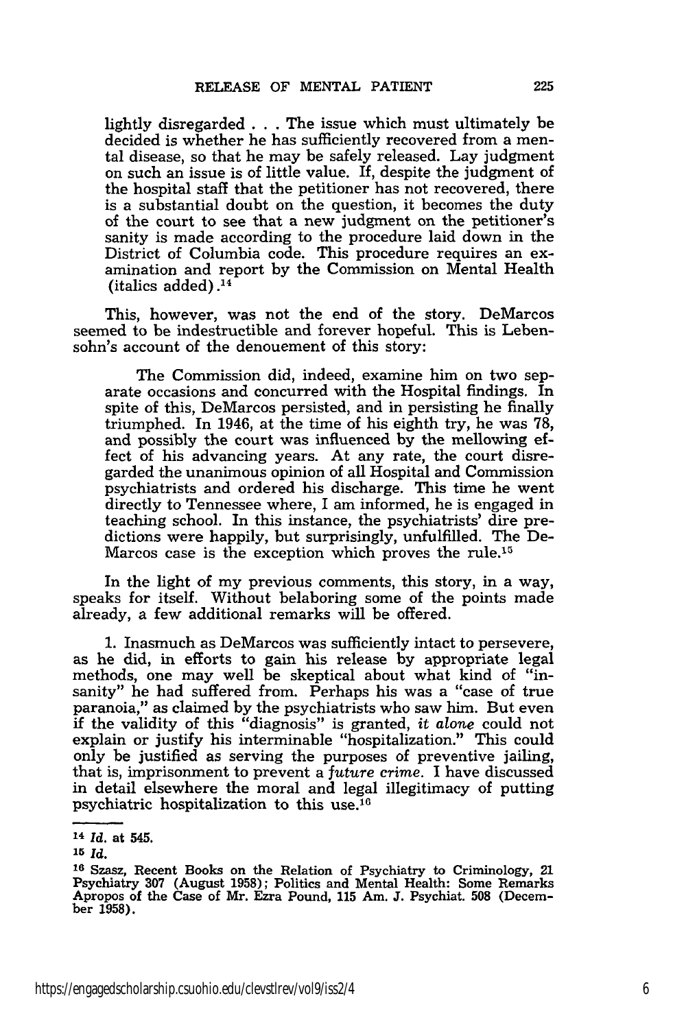lightly disregarded . . . The issue which must ultimately be decided is whether he has sufficiently recovered from a mental disease, so that he may be safely released. Lay judgment on such an issue is of little value. If, despite the judgment of the hospital staff that the petitioner has not recovered, there is a substantial doubt on the question, it becomes the duty of the court to see that a new judgment on the petitioner's sanity is made according to the procedure laid down in the District of Columbia code. This procedure requires an examination and report by the Commission on Mental Health (italics added).[14]

This, however, was not the end of the story. DeMarcos seemed to be indestructible and forever hopeful. This is Lebensohn's account of the denouement of this story:

> The Commission did, indeed, examine him on two separate occasions and concurred with the Hospital findings. In spite of this, DeMarcos persisted, and in persisting he finally triumphed. In 1946, at the time of his eighth try, he was 78, and possibly the court was influenced by the mellowing effect of his advancing years. At any rate, the court disregarded the unanimous opinion of all Hospital and Commission psychiatrists and ordered his discharge. This time he went directly to Tennessee where, I am informed, he is engaged in teaching school. In this instance, the psychiatrists' dire predictions were happily, but surprisingly, unfulfilled. The DeMarcos case is the exception which proves the rule.[15]

In the light of my previous comments, this story, in a way, speaks for itself. Without belaboring some of the points made already, a few additional remarks will be offered.

1. Inasmuch as DeMarcos was sufficiently intact to persevere, as he did, in efforts to gain his release by appropriate legal methods, one may well be skeptical about what kind of "insanity" he had suffered from. Perhaps his was a "case of true paranoia," as claimed by the psychiatrists who saw him. But even if the validity of this "diagnosis" is granted, *it alone* could not explain or justify his interminable "hospitalization." This could only be justified as serving the purposes of preventive jailing, that is, imprisonment to prevent a *future crime*. I have discussed in detail elsewhere the moral and legal illegitimacy of putting psychiatric hospitalization to this use.[16]

---

[14] *Id.* at 545.

[15] *Id.*

[16] Szasz, Recent Books on the Relation of Psychiatry to Criminology, 21 Psychiatry 307 (August 1958); Politics and Mental Health: Some Remarks Apropos of the Case of Mr. Ezra Pound, 115 Am. J. Psychiat. 508 (December 1958).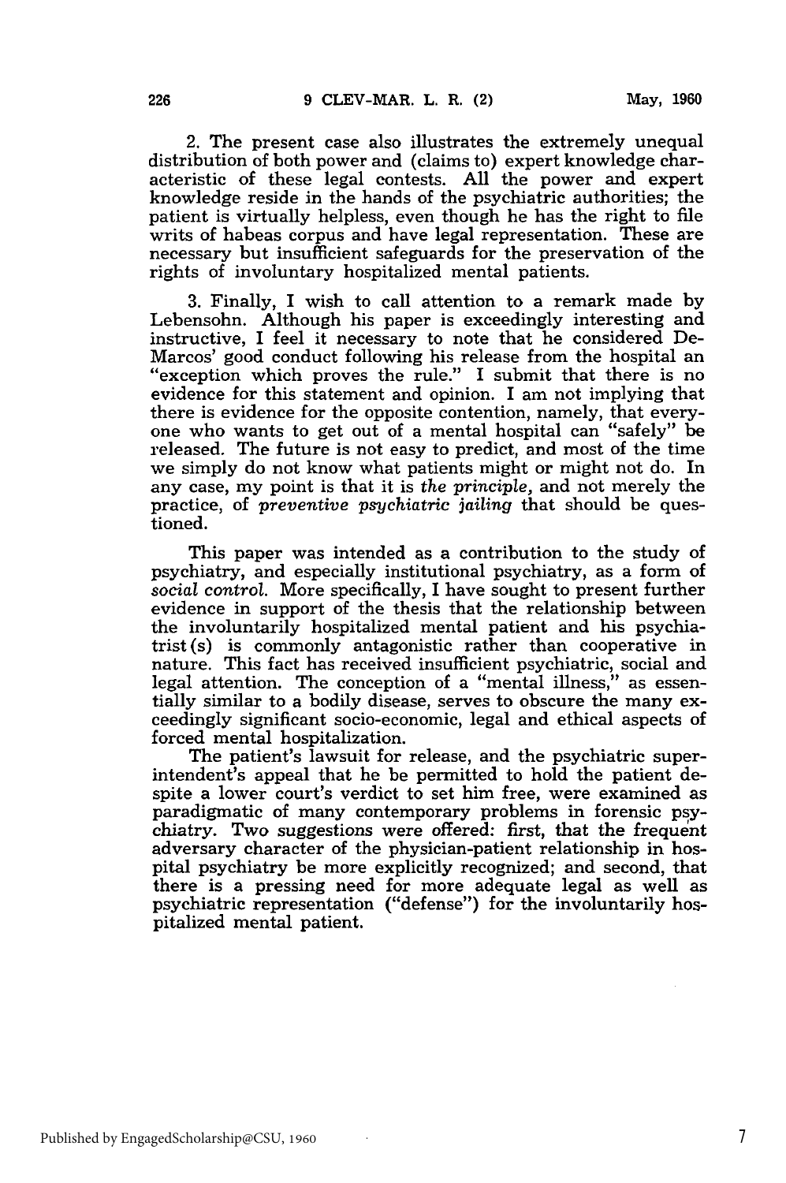2. The present case also illustrates the extremely unequal distribution of both power and (claims to) expert knowledge characteristic of these legal contests. All the power and expert knowledge reside in the hands of the psychiatric authorities; the patient is virtually helpless, even though he has the right to file writs of habeas corpus and have legal representation. These are necessary but insufficient safeguards for the preservation of the rights of involuntary hospitalized mental patients.

3. Finally, I wish to call attention to a remark made by Lebensohn. Although his paper is exceedingly interesting and instructive, I feel it necessary to note that he considered De-Marcos' good conduct following his release from the hospital an "exception which proves the rule." I submit that there is no evidence for this statement and opinion. I am not implying that there is evidence for the opposite contention, namely, that everyone who wants to get out of a mental hospital can "safely" be released. The future is not easy to predict, and most of the time we simply do not know what patients might or might not do. In any case, my point is that it is *the principle,* and not merely the practice, of *preventive psychiatric jailing* that should be questioned.

This paper was intended as a contribution to the study of psychiatry, and especially institutional psychiatry, as a form of *social control.* More specifically, I have sought to present further evidence in support of the thesis that the relationship between the involuntarily hospitalized mental patient and his psychiatrist(s) is commonly antagonistic rather than cooperative in nature. This fact has received insufficient psychiatric, social and legal attention. The conception of a "mental illness," as essentially similar to a bodily disease, serves to obscure the many exceedingly significant socio-economic, legal and ethical aspects of forced mental hospitalization.

The patient's lawsuit for release, and the psychiatric superintendent's appeal that he be permitted to hold the patient despite a lower court's verdict to set him free, were examined as paradigmatic of many contemporary problems in forensic psychiatry. Two suggestions were offered: first, that the frequent adversary character of the physician-patient relationship in hospital psychiatry be more explicitly recognized; and second, that there is a pressing need for more adequate legal as well as psychiatric representation ("defense") for the involuntarily hospitalized mental patient.